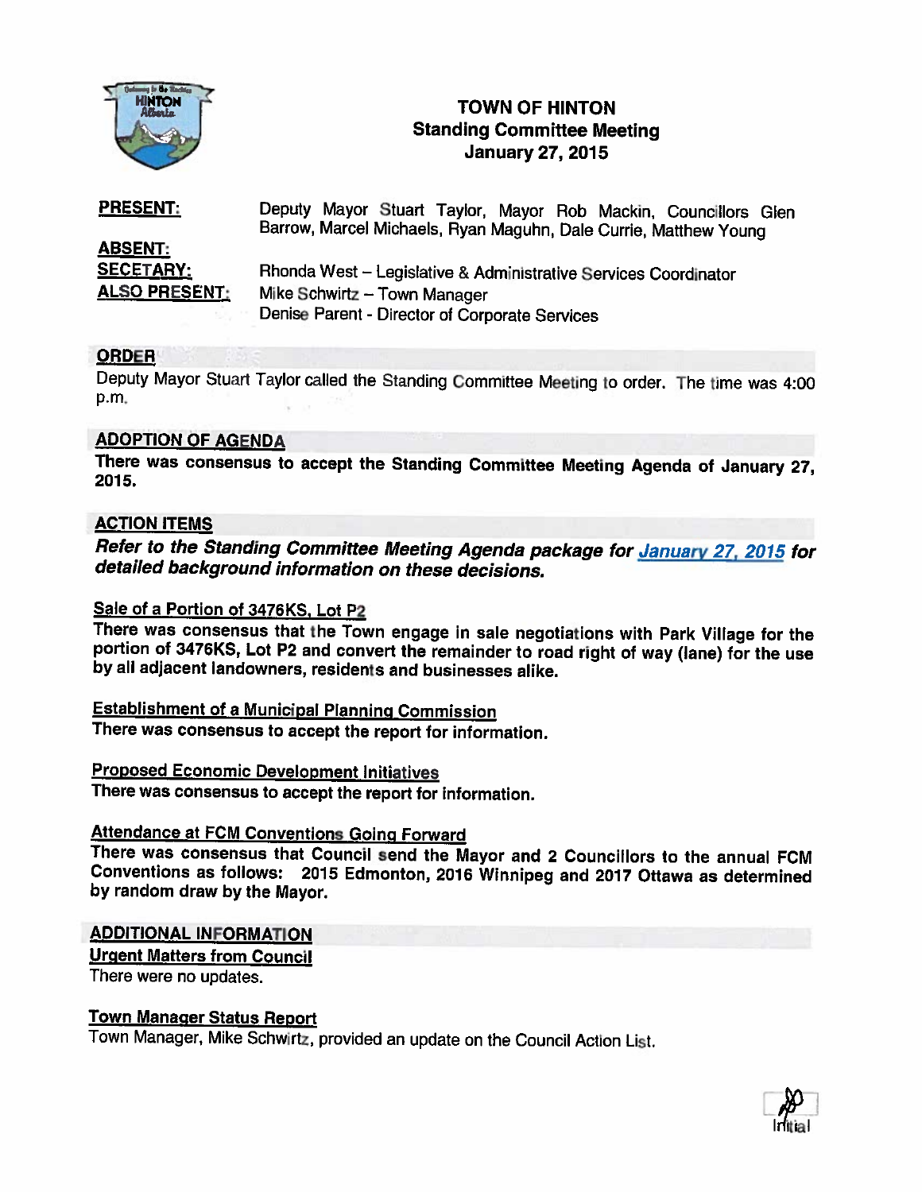# TOWN OF HINTON
## Standing Committee Meeting
## January 27, 2015

**PRESENT:** Deputy Mayor Stuart Taylor, Mayor Rob Mackin, Councillors Glen Barrow, Marcel Michaels, Ryan Maguhn, Dale Currie, Matthew Young

**ABSENT:**

**SECETARY:** Rhonda West – Legislative & Administrative Services Coordinator

**ALSO PRESENT:** Mike Schwirtz – Town Manager
Denise Parent - Director of Corporate Services

## ORDER

Deputy Mayor Stuart Taylor called the Standing Committee Meeting to order. The time was 4:00 p.m.

## ADOPTION OF AGENDA

**There was consensus to accept the Standing Committee Meeting Agenda of January 27, 2015.**

## ACTION ITEMS

***Refer to the Standing Committee Meeting Agenda package for January 27, 2015 for detailed background information on these decisions.***

### Sale of a Portion of 3476KS, Lot P2

**There was consensus that the Town engage in sale negotiations with Park Village for the portion of 3476KS, Lot P2 and convert the remainder to road right of way (lane) for the use by all adjacent landowners, residents and businesses alike.**

### Establishment of a Municipal Planning Commission

**There was consensus to accept the report for information.**

### Proposed Economic Development Initiatives

**There was consensus to accept the report for information.**

### Attendance at FCM Conventions Going Forward

**There was consensus that Council send the Mayor and 2 Councillors to the annual FCM Conventions as follows: 2015 Edmonton, 2016 Winnipeg and 2017 Ottawa as determined by random draw by the Mayor.**

## ADDITIONAL INFORMATION

### Urgent Matters from Council

There were no updates.

### Town Manager Status Report

Town Manager, Mike Schwirtz, provided an update on the Council Action List.

Initial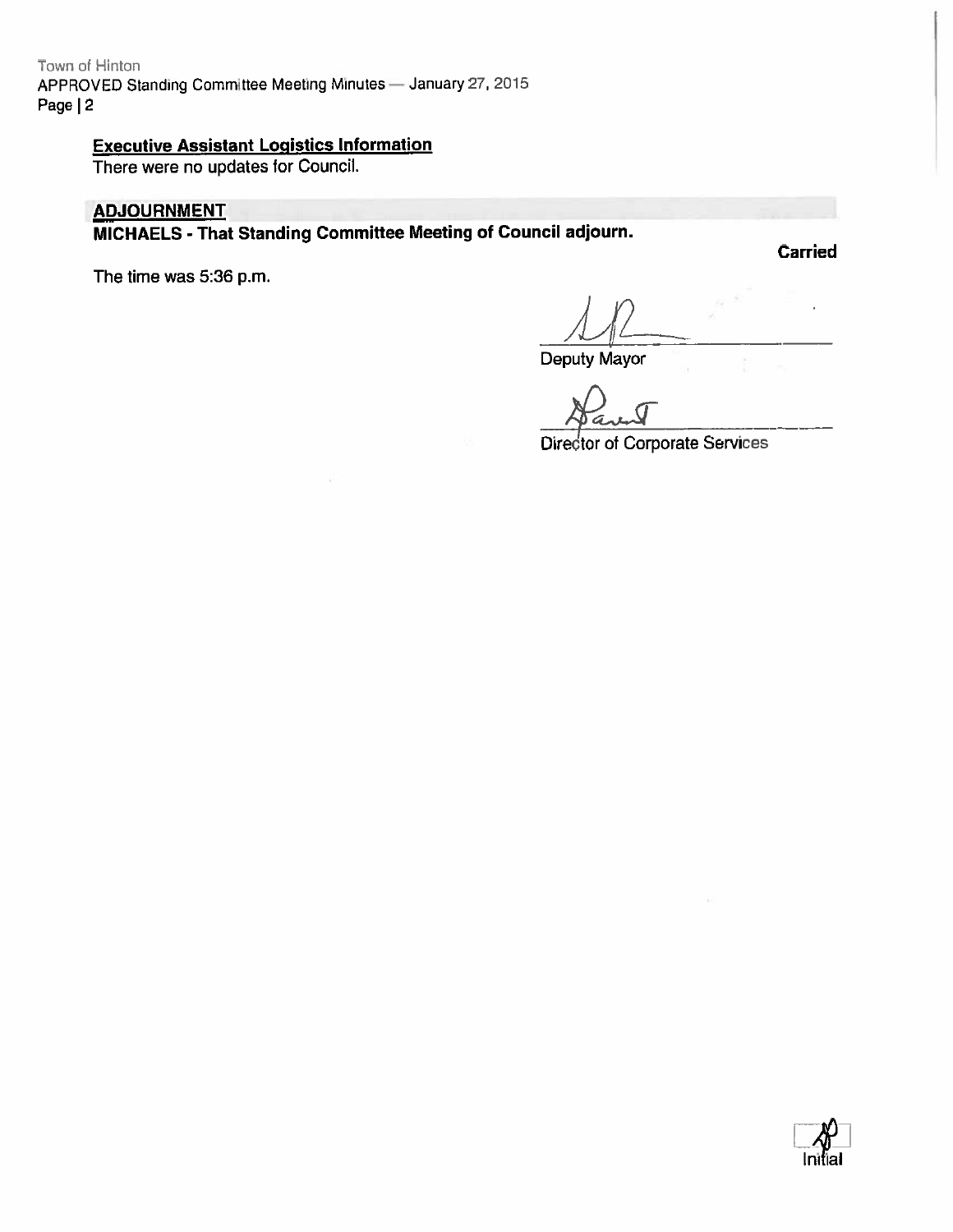### Executive Assistant Logistics Information

There were no updates for Council.

## ADJOURNMENT

**MICHAELS - That Standing Committee Meeting of Council adjourn.**

**Carried**

The time was 5:36 p.m.

Deputy Mayor

Director of Corporate Services

Initial